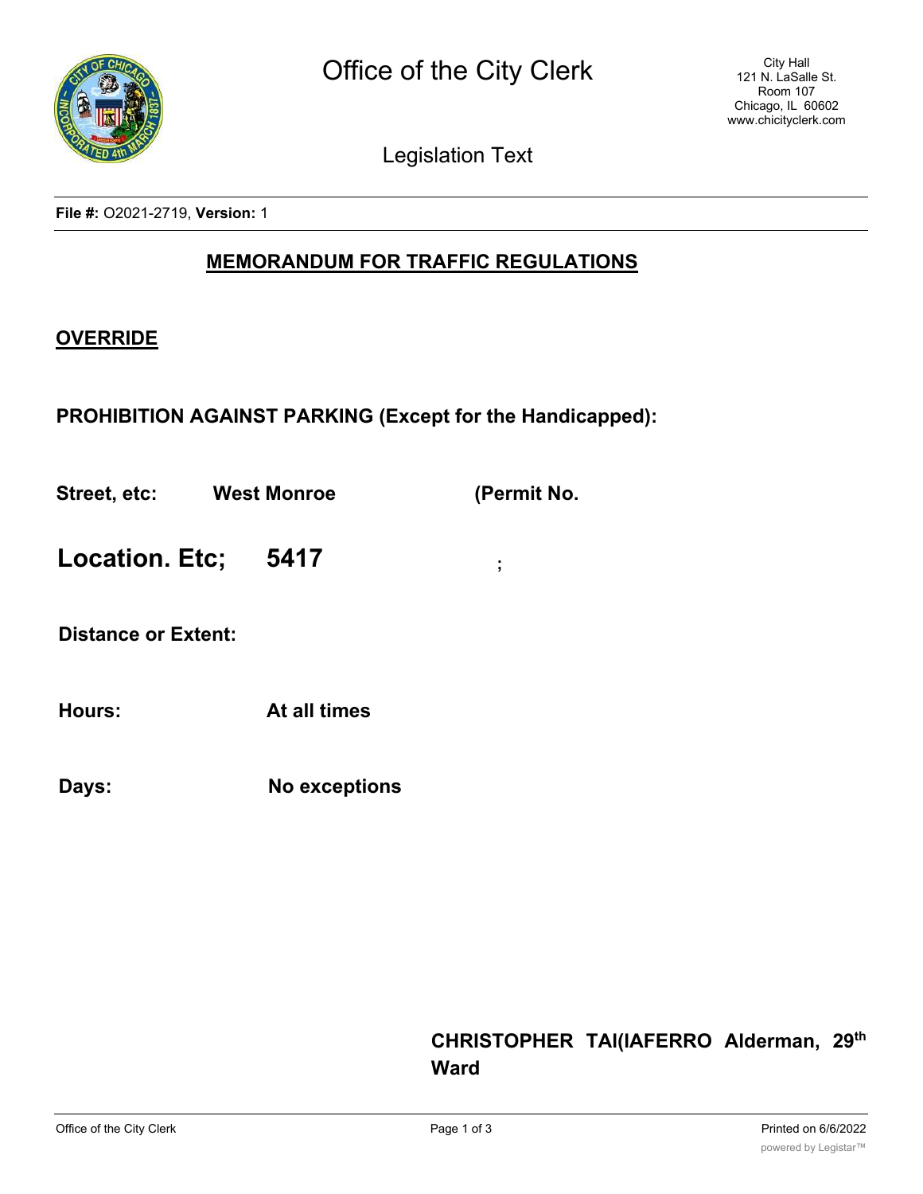# Office of the City Clerk

City Hall
121 N. LaSalle St.
Room 107
Chicago, IL 60602
www.chicityclerk.com

## Legislation Text

**File #:** O2021-2719, **Version:** 1

## MEMORANDUM FOR TRAFFIC REGULATIONS

**OVERRIDE**

**PROHIBITION AGAINST PARKING (Except for the Handicapped):**

**Street, etc:** **West Monroe** **(Permit No.**

**Location. Etc; 5417** **;**

**Distance or Extent:**

**Hours:** **At all times**

**Days:** **No exceptions**

**CHRISTOPHER TAI(IAFERRO Alderman, 29th Ward**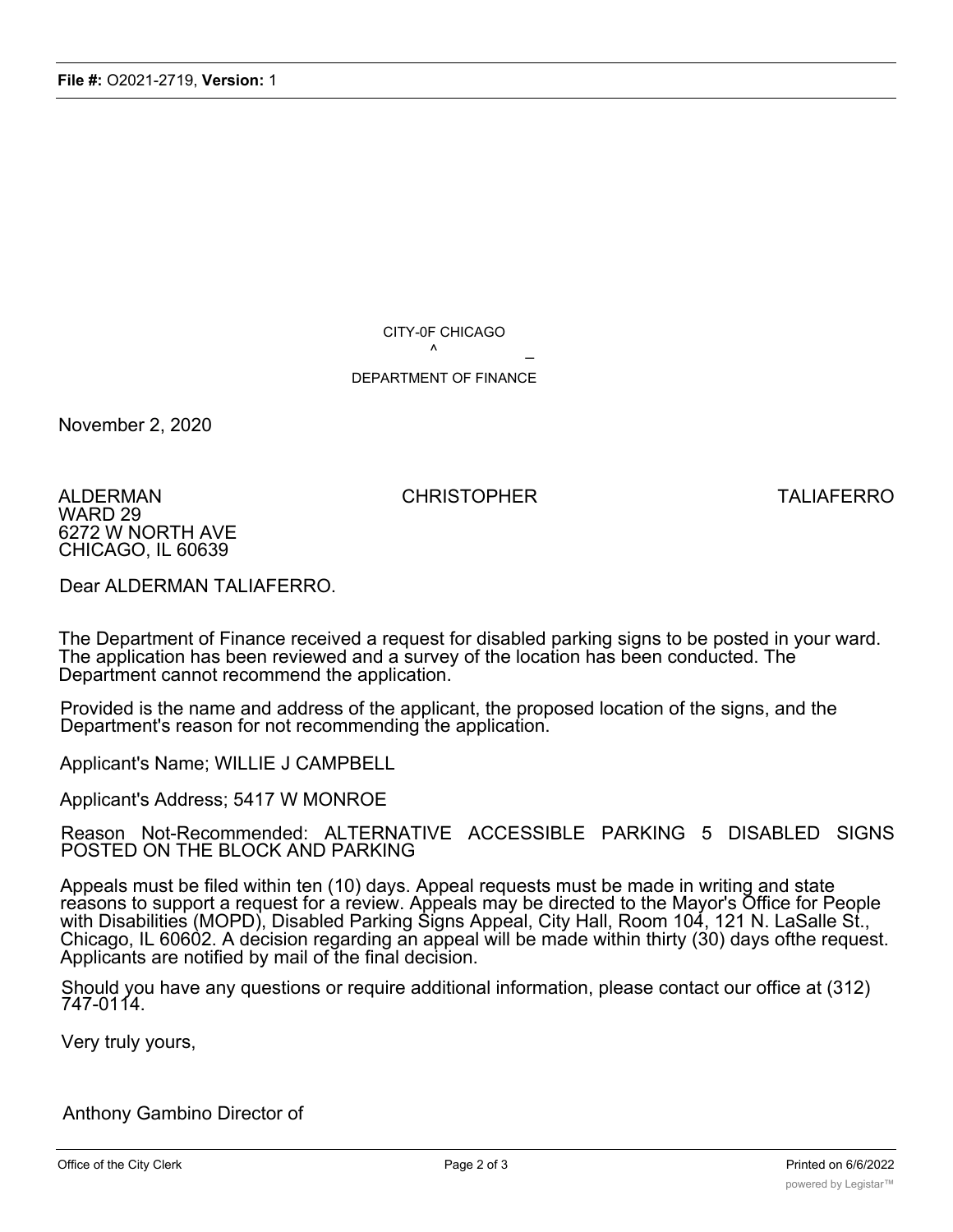CITY-0F CHICAGO

^ _

DEPARTMENT OF FINANCE

November 2, 2020

ALDERMAN CHRISTOPHER TALIAFERRO
WARD 29
6272 W NORTH AVE
CHICAGO, IL 60639

Dear ALDERMAN TALIAFERRO.

The Department of Finance received a request for disabled parking signs to be posted in your ward. The application has been reviewed and a survey of the location has been conducted. The Department cannot recommend the application.

Provided is the name and address of the applicant, the proposed location of the signs, and the Department's reason for not recommending the application.

Applicant's Name; WILLIE J CAMPBELL

Applicant's Address; 5417 W MONROE

Reason Not-Recommended: ALTERNATIVE ACCESSIBLE PARKING 5 DISABLED SIGNS POSTED ON THE BLOCK AND PARKING

Appeals must be filed within ten (10) days. Appeal requests must be made in writing and state reasons to support a request for a review. Appeals may be directed to the Mayor's Office for People with Disabilities (MOPD), Disabled Parking Signs Appeal, City Hall, Room 104, 121 N. LaSalle St., Chicago, IL 60602. A decision regarding an appeal will be made within thirty (30) days ofthe request. Applicants are notified by mail of the final decision.

Should you have any questions or require additional information, please contact our office at (312) 747-0114.

Very truly yours,

Anthony Gambino Director of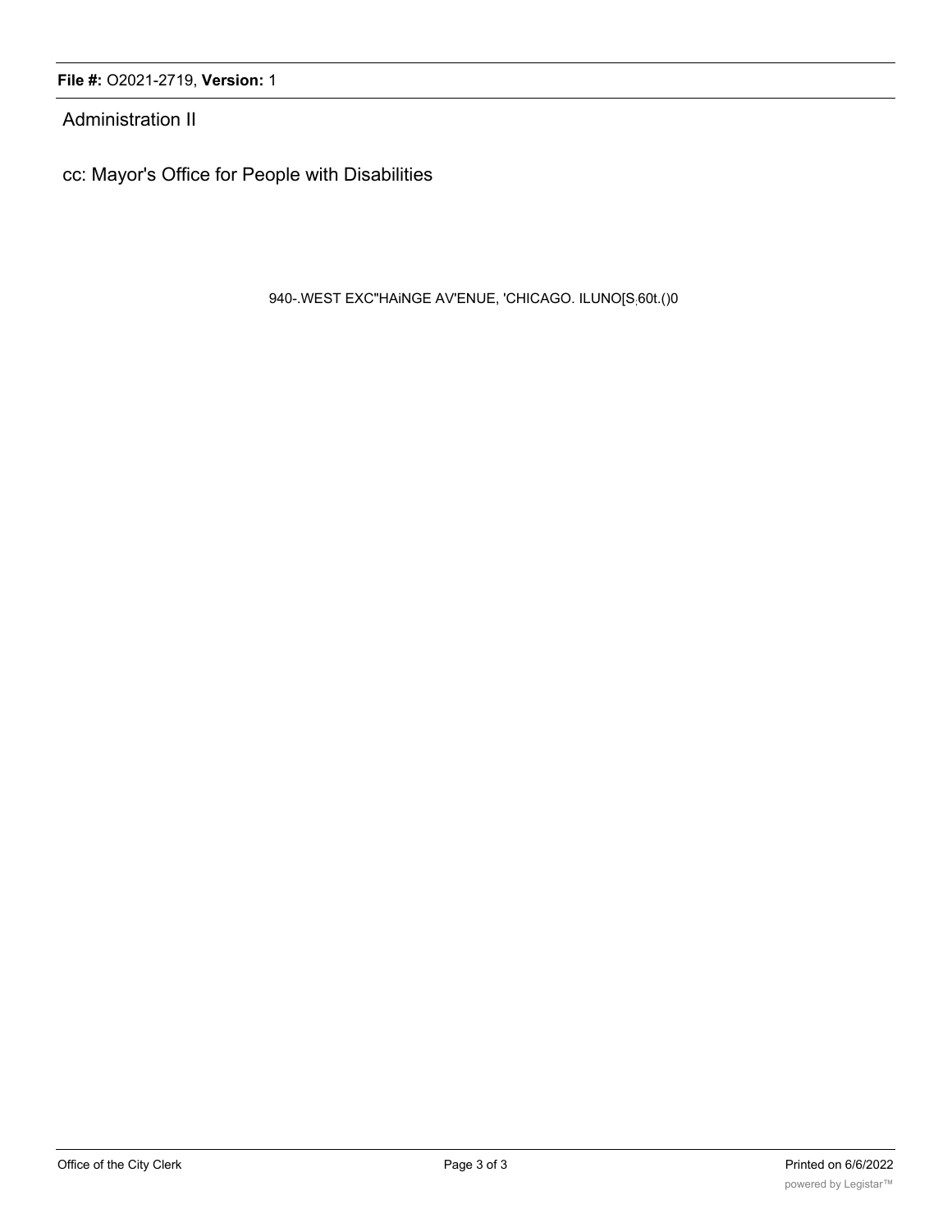Administration II

cc: Mayor's Office for People with Disabilities

940-.WEST EXC"HAiNGE AV'ENUE, 'CHICAGO. ILUNO[S;60t.()0